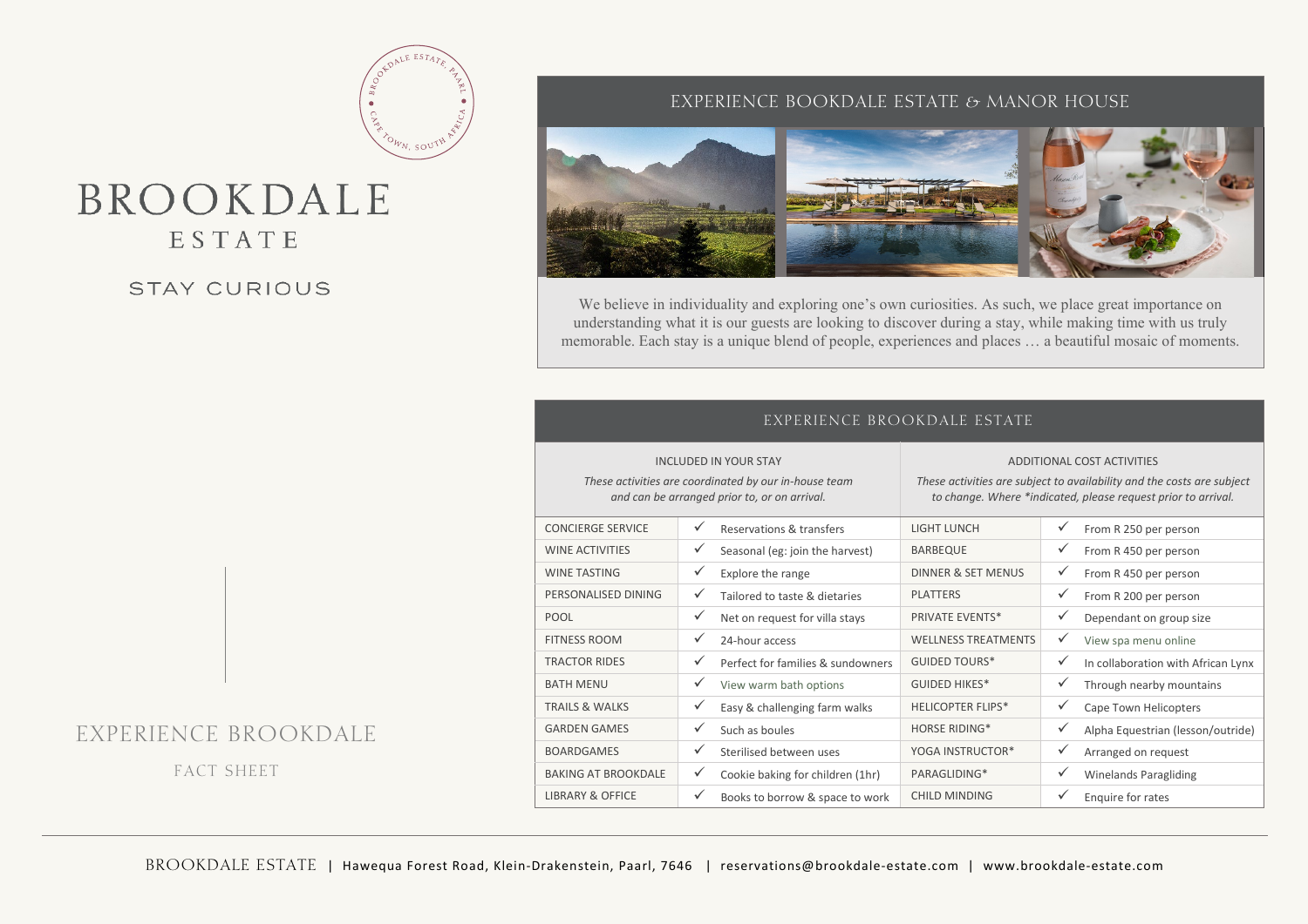# BROOKDALE ESTATE

STAY CURIOUS

## EXPERIENCE BOOKDALE ESTATE & MANOR HOUSE

We believe in individuality and exploring one's own curiosities. As such, we place great importance on understanding what it is our guests are looking to discover during a stay, while making time with us truly memorable. Each stay is a unique blend of people, experiences and places … a beautiful mosaic of moments.

## EXPERIENCE BROOKDALE ESTATE

| INCLUDED IN YOUR STAY<br>*These activities are coordinated by our in-house team and can be arranged prior to, or on arrival.* | | ADDITIONAL COST ACTIVITIES<br>*These activities are subject to availability and the costs are subject to change. Where \*indicated, please request prior to arrival.* | |
|---|---|---|---|
| CONCIERGE SERVICE | ✓ Reservations & transfers | LIGHT LUNCH | ✓ From R 250 per person |
| WINE ACTIVITIES | ✓ Seasonal (eg: join the harvest) | BARBEQUE | ✓ From R 450 per person |
| WINE TASTING | ✓ Explore the range | DINNER & SET MENUS | ✓ From R 450 per person |
| PERSONALISED DINING | ✓ Tailored to taste & dietaries | PLATTERS | ✓ From R 200 per person |
| POOL | ✓ Net on request for villa stays | PRIVATE EVENTS* | ✓ Dependant on group size |
| FITNESS ROOM | ✓ 24-hour access | WELLNESS TREATMENTS | ✓ View spa menu online |
| TRACTOR RIDES | ✓ Perfect for families & sundowners | GUIDED TOURS* | ✓ In collaboration with African Lynx |
| BATH MENU | ✓ View warm bath options | GUIDED HIKES* | ✓ Through nearby mountains |
| TRAILS & WALKS | ✓ Easy & challenging farm walks | HELICOPTER FLIPS* | ✓ Cape Town Helicopters |
| GARDEN GAMES | ✓ Such as boules | HORSE RIDING* | ✓ Alpha Equestrian (lesson/outride) |
| BOARDGAMES | ✓ Sterilised between uses | YOGA INSTRUCTOR* | ✓ Arranged on request |
| BAKING AT BROOKDALE | ✓ Cookie baking for children (1hr) | PARAGLIDING* | ✓ Winelands Paragliding |
| LIBRARY & OFFICE | ✓ Books to borrow & space to work | CHILD MINDING | ✓ Enquire for rates |

EXPERIENCE BROOKDALE

FACT SHEET

BROOKDALE ESTATE | Hawequa Forest Road, Klein-Drakenstein, Paarl, 7646 | reservations@brookdale-estate.com | www.brookdale-estate.com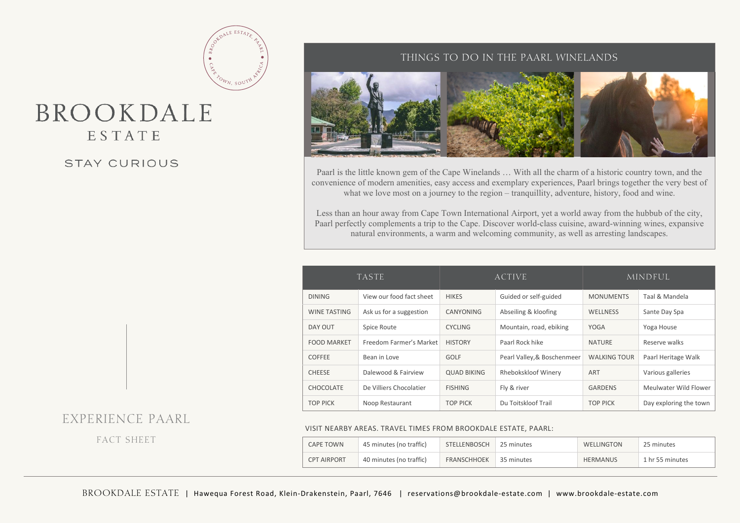# BROOKDALE ESTATE

STAY CURIOUS

## THINGS TO DO IN THE PAARL WINELANDS

Paarl is the little known gem of the Cape Winelands … With all the charm of a historic country town, and the convenience of modern amenities, easy access and exemplary experiences, Paarl brings together the very best of what we love most on a journey to the region – tranquillity, adventure, history, food and wine.

Less than an hour away from Cape Town International Airport, yet a world away from the hubbub of the city, Paarl perfectly complements a trip to the Cape. Discover world-class cuisine, award-winning wines, expansive natural environments, a warm and welcoming community, as well as arresting landscapes.

| TASTE | | ACTIVE | | MINDFUL | |
|---|---|---|---|---|---|
| DINING | View our food fact sheet | HIKES | Guided or self-guided | MONUMENTS | Taal & Mandela |
| WINE TASTING | Ask us for a suggestion | CANYONING | Abseiling & kloofing | WELLNESS | Sante Day Spa |
| DAY OUT | Spice Route | CYCLING | Mountain, road, ebiking | YOGA | Yoga House |
| FOOD MARKET | Freedom Farmer's Market | HISTORY | Paarl Rock hike | NATURE | Reserve walks |
| COFFEE | Bean in Love | GOLF | Pearl Valley,& Boschenmeer | WALKING TOUR | Paarl Heritage Walk |
| CHEESE | Dalewood & Fairview | QUAD BIKING | Rhebokskloof Winery | ART | Various galleries |
| CHOCOLATE | De Villiers Chocolatier | FISHING | Fly & river | GARDENS | Meulwater Wild Flower |
| TOP PICK | Noop Restaurant | TOP PICK | Du Toitskloof Trail | TOP PICK | Day exploring the town |

## EXPERIENCE PAARL

FACT SHEET

VISIT NEARBY AREAS. TRAVEL TIMES FROM BROOKDALE ESTATE, PAARL:

| | | | | | |
|---|---|---|---|---|---|
| CAPE TOWN | 45 minutes (no traffic) | STELLENBOSCH | 25 minutes | WELLINGTON | 25 minutes |
| CPT AIRPORT | 40 minutes (no traffic) | FRANSCHHOEK | 35 minutes | HERMANUS | 1 hr 55 minutes |

BROOKDALE ESTATE | Hawequa Forest Road, Klein-Drakenstein, Paarl, 7646 | reservations@brookdale-estate.com | www.brookdale-estate.com